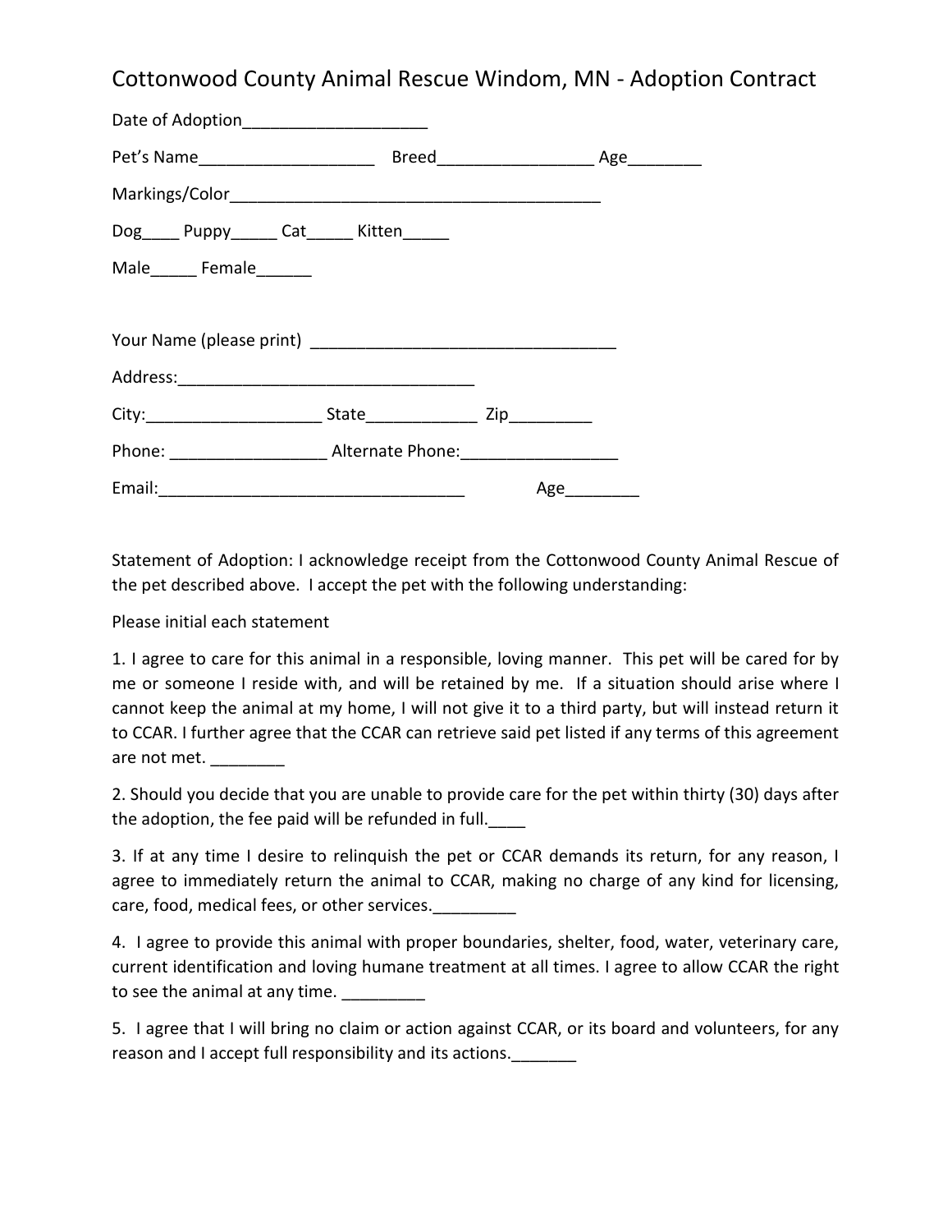# Cottonwood County Animal Rescue Windom, MN - Adoption Contract

Date of Adoption___________________

Pet's Name__________________ Breed________________ Age_______

Markings/Color_________________________________________

Dog____ Puppy_____ Cat_____ Kitten_____

Male_____ Female______

Your Name (please print) _________________________________

Address:________________________________

City:___________________ State____________ Zip_________

Phone: ________________ Alternate Phone:________________

Email:_________________________________ Age________

Statement of Adoption: I acknowledge receipt from the Cottonwood County Animal Rescue of the pet described above. I accept the pet with the following understanding:

Please initial each statement

1. I agree to care for this animal in a responsible, loving manner. This pet will be cared for by me or someone I reside with, and will be retained by me. If a situation should arise where I cannot keep the animal at my home, I will not give it to a third party, but will instead return it to CCAR. I further agree that the CCAR can retrieve said pet listed if any terms of this agreement are not met. ________

2. Should you decide that you are unable to provide care for the pet within thirty (30) days after the adoption, the fee paid will be refunded in full.____

3. If at any time I desire to relinquish the pet or CCAR demands its return, for any reason, I agree to immediately return the animal to CCAR, making no charge of any kind for licensing, care, food, medical fees, or other services._________

4. I agree to provide this animal with proper boundaries, shelter, food, water, veterinary care, current identification and loving humane treatment at all times. I agree to allow CCAR the right to see the animal at any time. _________

5. I agree that I will bring no claim or action against CCAR, or its board and volunteers, for any reason and I accept full responsibility and its actions._______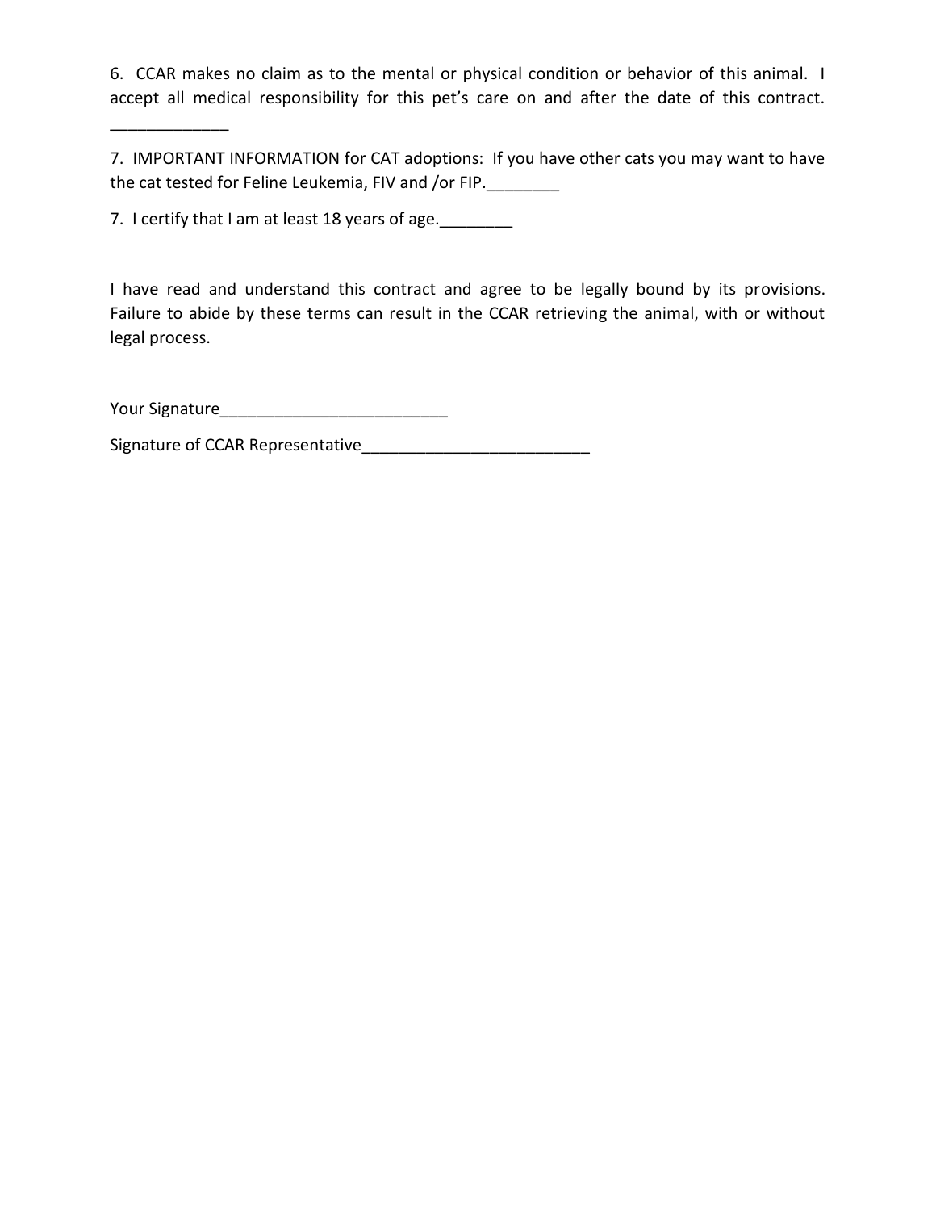6. CCAR makes no claim as to the mental or physical condition or behavior of this animal. I accept all medical responsibility for this pet's care on and after the date of this contract. _____________

7. IMPORTANT INFORMATION for CAT adoptions: If you have other cats you may want to have the cat tested for Feline Leukemia, FIV and /or FIP.________

7. I certify that I am at least 18 years of age.________

I have read and understand this contract and agree to be legally bound by its provisions. Failure to abide by these terms can result in the CCAR retrieving the animal, with or without legal process.

Your Signature_________________________

Signature of CCAR Representative_________________________